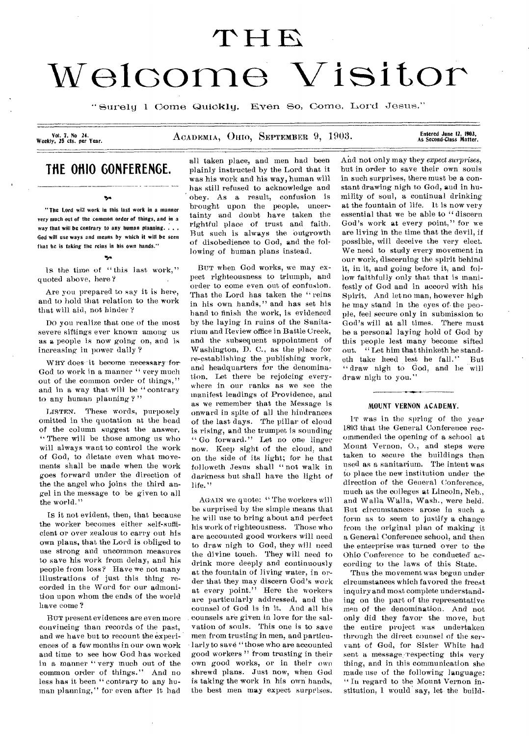# THE Welcome Visitor

"Surely I Come Quickly. Even So, Come, Lord Jesus."

Vol. 7, No 24. Weekly, 25 cts. per Year. — ACADEMIA, OHIO, SEPTEMBER 9, 1903. — Entered June 12, 1903, As Second-Class Matter.

## THE OHIO CONFERENCE.

**"The Lord will work in this last work in a manner very much out of the common order of things, and in a way that will be contrary to any human planning. . . . God will use ways and means by which it will be seen that he is taking the reins in his own hands."**

Is the time of "this last work," quoted above, here?

Are you prepared to say it is here, and to hold that relation to the work that will aid, not hinder?

DO you realize that one of the most severe siftings ever known among us as a people is now going on, and is increasing in power daily?

WHY does it become necessary for God to work in a manner "very much out of the common order of things," and in a way that will be "contrary to any human planning?"

LISTEN. These words, purposely omitted in the quotation at the head of the column suggest the answer, "There will be those among us who will always want to control the work of God, to dictate even what movements shall be made when the work goes forward under the direction of the the angel who joins the third angel in the message to be given to all the world."

IS it not evident, then, that because the worker becomes either self-sufficient or over zealous to carry out his own plans, that the Lord is obliged to use strong and uncommon measures to save his work from delay, and his people from loss? Have we not many illustrations of just this thing recorded in the Word for our admonition upon whom the ends of the world have come?

BUT present evidences are even more convincing than records of the past, and we have but to recount the experiences of a few months in our own work and time to see how God has worked in a manner "very much out of the common order of things." And no less has it been "contrary to any human planning," for even after it had all taken place, and men had been plainly instructed by the Lord that it was his work and his way, human will has still refused to acknowledge and obey. As a result, confusion is brought upon the people, uncertainty and doubt have taken the rightful place of trust and faith. But such is always the outgrowth of disobedience to God, and the following of human plans instead.

BUT when God works, we may expect righteousness to triumph, and order to come even out of confusion. That the Lord has taken the "reins in his own hands," and has set his hand to finish the work, is evidenced by the laying in ruins of the Sanitarium and Review office in Battle Creek, and the subsequent appointment of Washington, D. C., as the place for re-establishing the publishing work, and headquarters for the denomination. Let there be rejoicing everywhere in our ranks as we see the manifest leadings of Providence, and as we remember that the Message is onward in spite of all the hindrances of the last days. The pillar of cloud is rising, and the trumpet is sounding "Go forward." Let no one linger now. Keep sight of the cloud, and on the side of its light; for he that followeth Jesus shall "not walk in darkness but shall have the light of life."

AGAIN we quote: "The workers will be surprised by the simple means that he will use to bring about and perfect his work of righteousness. Those who are accounted good workers will need to draw nigh to God, they will need the divine touch. They will need to drink more deeply and continuously at the fountain of living water, in order that they may discern God's work at every point." Here the workers are particularly addressed, and the counsel of God is in it. And all his counsels are given in love for the salvation of souls. This one is to save men from trusting in men, and particularly to save "those who are accounted good workers" from trusting in their own good works, or in their own shrewd plans. Just now, when God is taking the work in his own hands, the best men may expect surprises. And not only may they *expect surprises*, but in order to save their own souls in such surprises, there must be a constant drawing nigh to God, and in humility of soul, a continual drinking at the fountain of life. It is now very essential that we be able to "discern God's work at every point," for we are living in the time that the devil, if possible, will deceive the very elect. We need to study every movement in our work, discerning the spirit behind it, in it, and going before it, and follow faithfully only that that is manifestly of God and in accord with his Spirit. And let no man, however high he may stand in the eyes of the people, feel secure only in submission to God's will at all times. There must be a personal laying hold of God by this people lest many become sifted out. "Let him that thinketh he standeth take heed lest he fall." But "draw nigh to God, and he will draw nigh to you."

### MOUNT VERNON ACADEMY.

IT was in the spring of the year 1893 that the General Conference recommended the opening of a school at Mount Vernon, O., and steps were taken to secure the buildings then used as a sanitarium. The intent was to place the new institution under the direction of the General Conference, much as the colleges at Lincoln, Neb., and Walla Walla, Wash., were held. But circumstances arose in such a form as to seem to justify a change from the original plan of making it a General Conference school, and then the enterprise was turned over to the Ohio Conference to be conducted according to the laws of this State.

Thus the movement was begun under circumstances which favored the freest inquiry and most complete understanding on the part of the representative men of the denomination. And not only did they favor the move, but the entire project was undertaken through the direct counsel of the servant of God, for Sister White had sent a message respecting this very thing, and in this communication she made use of the following language: "In regard to the Mount Vernon institution, I would say, let the build-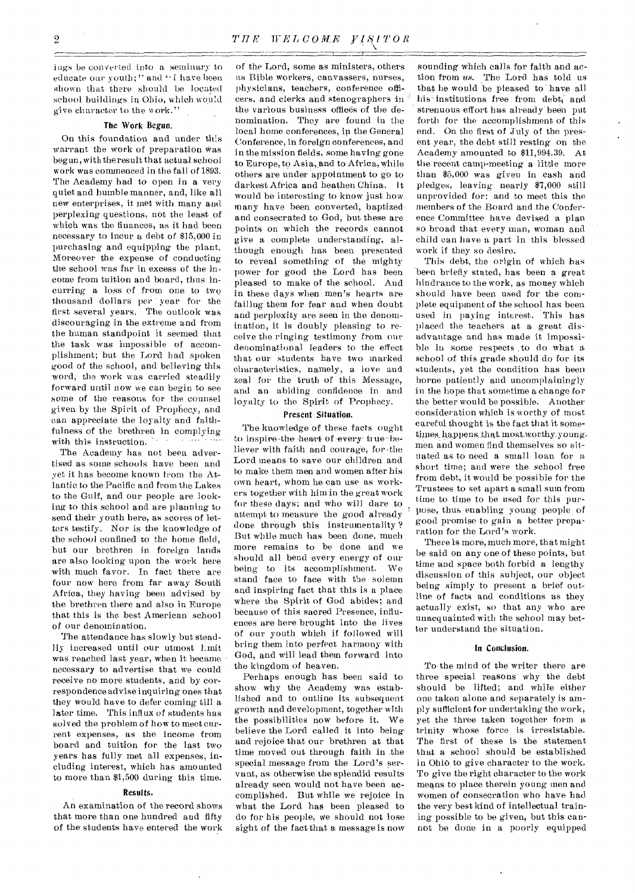ings be converted into a seminary to educate our youth;" and "I have been shown that there should be located school buildings in Ohio, which would give character to the work."

### The Work Begun.

On this foundation and under this warrant the work of preparation was begun, with the result that actual school work was commenced in the fall of 1893. The Academy had to open in a very quiet and humble manner, and, like all new enterprises, it met with many and perplexing questions, not the least of which was the finances, as it had been necessary to incur a debt of $15,000 in purchasing and equipping the plant. Moreover the expense of conducting the school was far in excess of the income from tuition and board, thus incurring a loss of from one to two thousand dollars per year for the first several years. The outlook was discouraging in the extreme and from the human standpoint it seemed that the task was impossible of accomplishment; but the Lord had spoken good of the school, and believing this word, the work was carried steadily forward until now we can begin to see some of the reasons for the counsel given by the Spirit of Prophecy, and can appreciate the loyalty and faithfulness of the brethren in complying with this instruction.

The Academy has not been advertised as some schools have been and yet it has become known from the Atlantic to the Pacific and from the Lakes to the Gulf, and our people are looking to this school and are planning to send their youth here, as scores of letters testify. Nor is the knowledge of the school confined to the home field, but our brethren in foreign lands are also looking upon the work here with much favor. In fact there are four now here from far away South Africa, they having been advised by the brethren there and also in Europe that this is the best American school of our denomination.

The attendance has slowly but steadily increased until our utmost limit was reached last year, when it became necessary to advertise that we could receive no more students, and by correspondence advise inquiring ones that they would have to defer coming till a later time. This influx of students has solved the problem of how to meet current expenses, as the income from board and tuition for the last two years has fully met all expenses, including interest, which has amounted to more than $1,500 during this time.

### Results.

An examination of the record shows that more than one hundred and fifty of the students have entered the work of the Lord, some as ministers, others as Bible workers, canvassers, nurses, physicians, teachers, conference officers, and clerks and stenographers in the various business offices of the denomination. They are found in the local home conferences, in the General Conference, in foreign conferences, and in the mission fields, some having gone to Europe, to Asia, and to Africa, while others are under appointment to go to darkest Africa and heathen China. It would be interesting to know just how many have been converted, baptized and consecrated to God, but these are points on which the records cannot give a complete understanding, although enough has been presented to reveal something of the mighty power for good the Lord has been pleased to make of the school. And in these days when men's hearts are failing them for fear and when doubt and perplexity are seen in the denomination, it is doubly pleasing to receive the ringing testimony from our denominational leaders to the effect that our students have two marked characteristics, namely, a love and zeal for the truth of this Message, and an abiding confidence in and loyalty to the Spirit of Prophecy.

### Present Situation.

The knowledge of these facts ought to inspire the heart of every true believer with faith and courage, for the Lord means to save our children and to make them men and women after his own heart, whom he can use as workers together with him in the great work for these days; and who will dare to attempt to measure the good already done through this instrumentality? But while much has been done, much more remains to be done and we should all bend every energy of our being to its accomplishment. We stand face to face with the solemn and inspiring fact that this is a place where the Spirit of God abides; and because of this sacred Presence, influences are here brought into the lives of our youth which if followed will bring them into perfect harmony with God, and will lead them forward into the kingdom of heaven.

Perhaps enough has been said to show why the Academy was established and to outline its subsequent growth and development, together with the possibilities now before it. We believe the Lord called it into being and rejoice that our brethren at that time moved out through faith in the special message from the Lord's servant, as otherwise the splendid results already seen would not have been accomplished. But while we rejoice in what the Lord has been pleased to do for his people, we should not lose sight of the fact that a message is now sounding which calls for faith and action from *us*. The Lord has told us that he would be pleased to have all his institutions free from debt, and strenuous effort has already been put forth for the accomplishment of this end. On the first of July of the present year, the debt still resting on the Academy amounted to $11,994.39. At the recent camp-meeting a little more than $5,000 was given in cash and pledges, leaving nearly $7,000 still unprovided for: and to meet this the members of the Board and the Conference Committee have devised a plan so broad that every man, woman and child can have a part in this blessed work if they so desire.

This debt, the origin of which has been briefly stated, has been a great hindrance to the work, as money which should have been used for the complete equipment of the school has been used in paying interest. This has placed the teachers at a great disadvantage and has made it impossible in some respects to do what a school of this grade should do for its students, yet the condition has been borne patiently and uncomplainingly in the hope that sometime a change for the better would be possible. Another consideration which is worthy of most careful thought is the fact that it sometimes happens that most worthy young men and women find themselves so situated as to need a small loan for a short time; and were the school free from debt, it would be possible for the Trustees to set apart a small sum from time to time to be used for this purpose, thus enabling young people of good promise to gain a better preparation for the Lord's work.

There is more, much more, that might be said on any one of these points, but time and space both forbid a lengthy discussion of this subject, our object being simply to present a brief outline of facts and conditions as they actually exist, so that any who are unacquainted with the school may better understand the situation.

### In Conclusion.

To the mind of the writer there are three special reasons why the debt should be lifted; and while either one taken alone and separately is amply sufficient for undertaking the work, yet the three taken together form a trinity whose force is irresistable. The first of these is the statement that a school should be established in Ohio to give character to the work. To give the right character to the work means to place therein young men and women of consecration who have had the very best kind of intellectual training possible to be given, but this cannot be done in a poorly equipped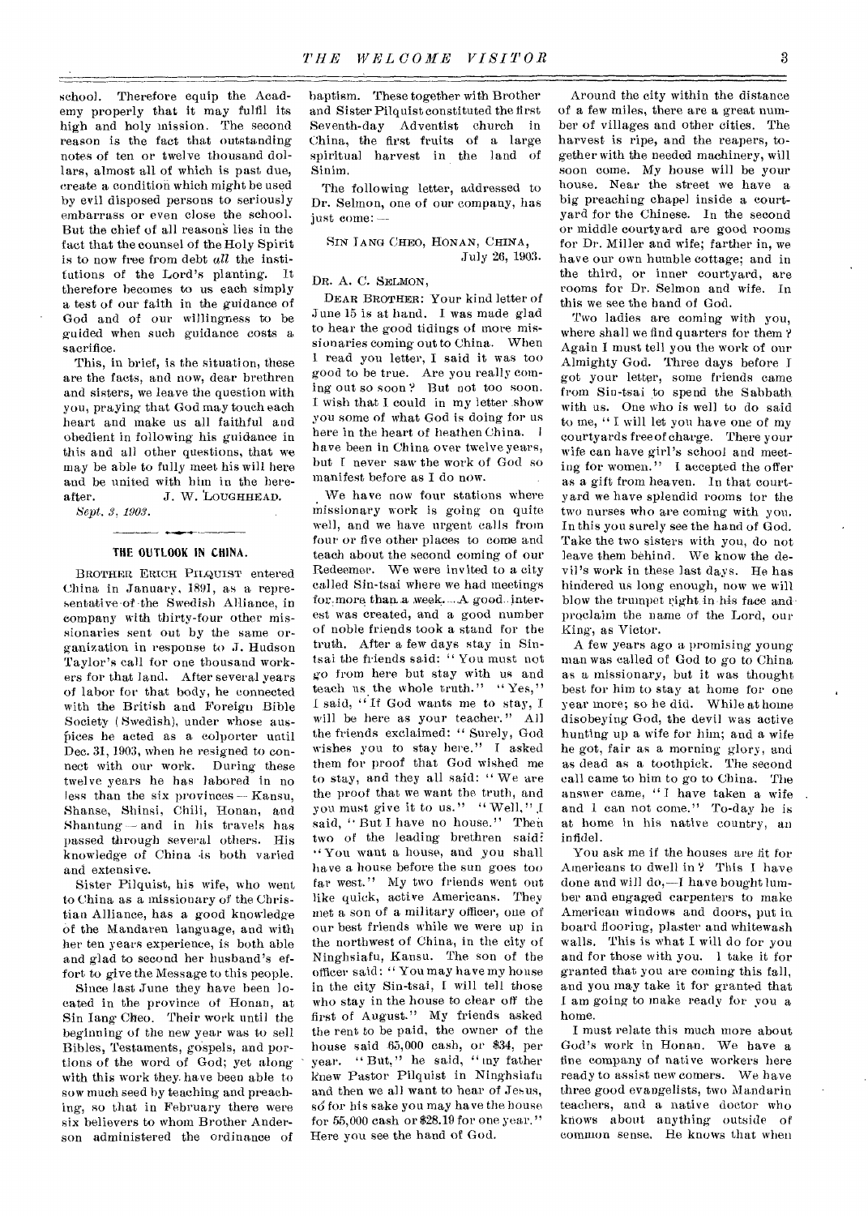school. Therefore equip the Academy properly that it may fulfil its high and holy mission. The second reason is the fact that outstanding notes of ten or twelve thousand dollars, almost all of which is past due, create a condition which might be used by evil disposed persons to seriously embarrass or even close the school. But the chief of all reasons lies in the fact that the counsel of the Holy Spirit is to now free from debt *all* the institutions of the Lord's planting. It therefore becomes to us each simply a test of our faith in the guidance of God and of our willingness to be guided when such guidance costs a sacrifice.

This, in brief, is the situation, these are the facts, and now, dear brethren and sisters, we leave the question with you, praying that God may touch each heart and make us all faithful and obedient in following his guidance in this and all other questions, that we may be able to fully meet his will here and be united with him in the hereafter.

J. W. LOUGHHEAD.

*Sept. 3, 1903.*

## THE OUTLOOK IN CHINA.

BROTHER ERICH PILQUIST entered China in January, 1891, as a representative of the Swedish Alliance, in company with thirty-four other missionaries sent out by the same organization in response to J. Hudson Taylor's call for one thousand workers for that land. After several years of labor for that body, he connected with the British and Foreign Bible Society (Swedish), under whose auspices he acted as a colporter until Dec. 31, 1903, when he resigned to connect with our work. During these twelve years he has labored in no less than the six provinces — Kansu, Shanse, Shinsi, Chili, Honan, and Shantung — and in his travels has passed through several others. His knowledge of China is both varied and extensive.

Sister Pilquist, his wife, who went to China as a missionary of the Christian Alliance, has a good knowledge of the Mandaren language, and with her ten years experience, is both able and glad to second her husband's effort to give the Message to this people.

Since last June they have been located in the province of Honan, at Sin Iang Cheo. Their work until the beginning of the new year was to sell Bibles, Testaments, gospels, and portions of the word of God; yet along with this work they have been able to sow much seed by teaching and preaching, so that in February there were six believers to whom Brother Anderson administered the ordinance of baptism. These together with Brother and Sister Pilquist constituted the first Seventh-day Adventist church in China, the first fruits of a large spiritual harvest in the land of Sinim.

The following letter, addressed to Dr. Selmon, one of our company, has just come: —

SIN IANG CHEO, HONAN, CHINA,
July 26, 1903.

DR. A. C. SELMON,

DEAR BROTHER: Your kind letter of June 15 is at hand. I was made glad to hear the good tidings of more missionaries coming out to China. When I read you letter, I said it was too good to be true. Are you really coming out so soon? But not too soon. I wish that I could in my letter show you some of what God is doing for us here in the heart of heathen China. I have been in China over twelve years, but I never saw the work of God so manifest before as I do now.

We have now four stations where missionary work is going on quite well, and we have urgent calls from four or five other places to come and teach about the second coming of our Redeemer. We were invited to a city called Sin-tsai where we had meetings for more than a week. A good interest was created, and a good number of noble friends took a stand for the truth. After a few days stay in Sin-tsai the friends said: "You must not go from here but stay with us and teach us the whole truth." "Yes," I said, "If God wants me to stay, I will be here as your teacher." All the friends exclaimed: "Surely, God wishes you to stay here." I asked them for proof that God wished me to stay, and they all said: "We are the proof that we want the truth, and you must give it to us." "Well," I said, "But I have no house." Then two of the leading brethren said: "You want a house, and you shall have a house before the sun goes too far west." My two friends went out like quick, active Americans. They met a son of a military officer, one of our best friends while we were up in the northwest of China, in the city of Ninghsiafu, Kansu. The son of the officer said: "You may have my house in the city Sin-tsai, I will tell those who stay in the house to clear off the first of August." My friends asked the rent to be paid, the owner of the house said 65,000 cash, or $34, per year. "But," he said, "my father knew Pastor Pilquist in Ninghsiafu and then we all want to hear of Jesus, so for his sake you may have the house for 55,000 cash or $28.19 for one year." Here you see the hand of God.

Around the city within the distance of a few miles, there are a great number of villages and other cities. The harvest is ripe, and the reapers, together with the needed machinery, will soon come. My house will be your house. Near the street we have a big preaching chapel inside a courtyard for the Chinese. In the second or middle courtyard are good rooms for Dr. Miller and wife; farther in, we have our own humble cottage; and in the third, or inner courtyard, are rooms for Dr. Selmon and wife. In this we see the hand of God.

Two ladies are coming with you, where shall we find quarters for them? Again I must tell you the work of our Almighty God. Three days before I got your letter, some friends came from Sin-tsai to spend the Sabbath with us. One who is well to do said to me, "I will let you have one of my courtyards free of charge. There your wife can have girl's school and meeting for women." I accepted the offer as a gift from heaven. In that courtyard we have splendid rooms for the two nurses who are coming with you. In this you surely see the hand of God. Take the two sisters with you, do not leave them behind. We know the devil's work in these last days. He has hindered us long enough, now we will blow the trumpet right in his face and proclaim the name of the Lord, our King, as Victor.

A few years ago a promising young man was called of God to go to China as a missionary, but it was thought best for him to stay at home for one year more; so he did. While at home disobeying God, the devil was active hunting up a wife for him; and a wife he got, fair as a morning glory, and as dead as a toothpick. The second call came to him to go to China. The answer came, "I have taken a wife and I can not come." To-day he is at home in his native country, an infidel.

You ask me if the houses are fit for Americans to dwell in? This I have done and will do,—I have bought lumber and engaged carpenters to make American windows and doors, put in board flooring, plaster and whitewash walls. This is what I will do for you and for those with you. I take it for granted that you are coming this fall, and you may take it for granted that I am going to make ready for you a home.

I must relate this much more about God's work in Honan. We have a fine company of native workers here ready to assist new comers. We have three good evangelists, two Mandarin teachers, and a native doctor who knows about anything outside of common sense. He knows that when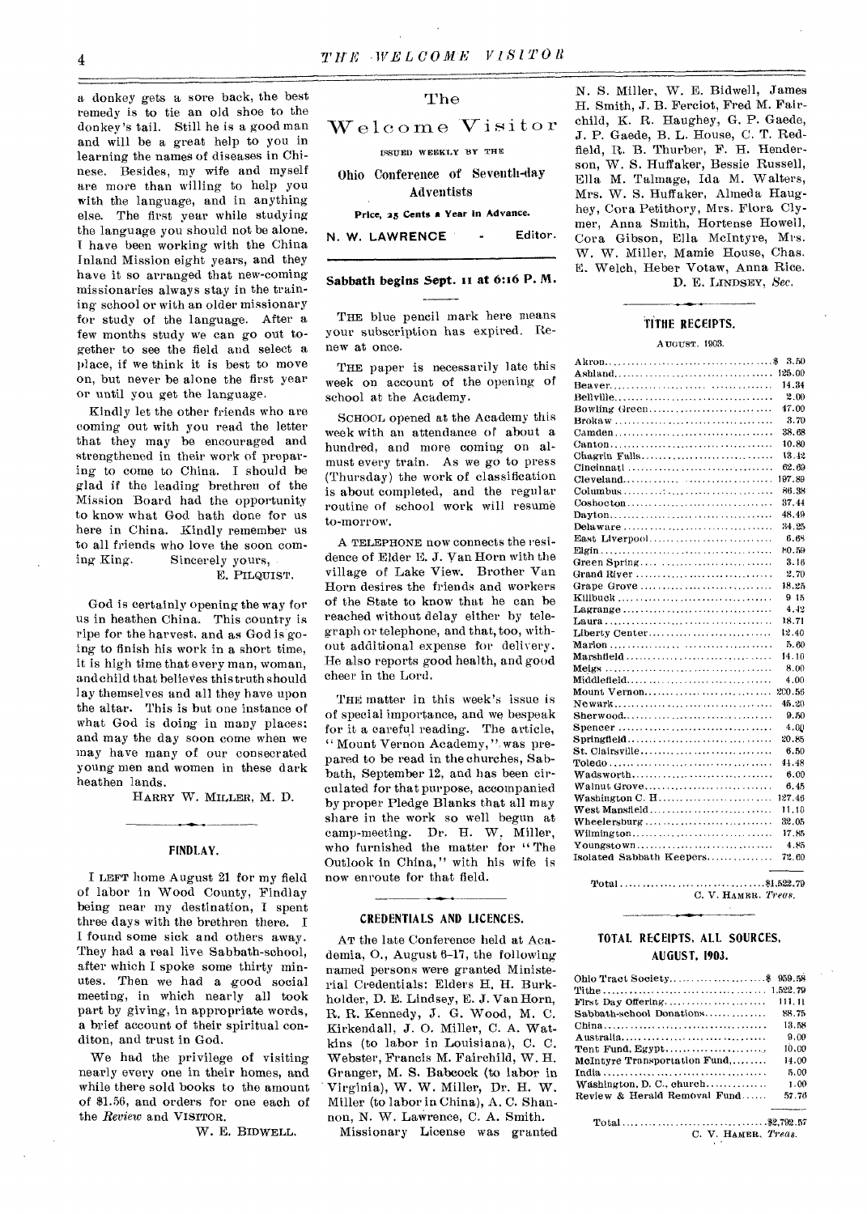a donkey gets a sore back, the best remedy is to tie an old shoe to the donkey's tail. Still he is a good man and will be a great help to you in learning the names of diseases in Chinese. Besides, my wife and myself are more than willing to help you with the language, and in anything else. The first year while studying the language you should not be alone. I have been working with the China Inland Mission eight years, and they have it so arranged that new-coming missionaries always stay in the training school or with an older missionary for study of the language. After a few months study we can go out together to see the field and select a place, if we think it is best to move on, but never be alone the first year or until you get the language.

Kindly let the other friends who are coming out with you read the letter that they may be encouraged and strengthened in their work of preparing to come to China. I should be glad if the leading brethren of the Mission Board had the opportunity to know what God hath done for us here in China. Kindly remember us to all friends who love the soon coming King. Sincerely yours,

E. PILQUIST.

God is certainly opening the way for us in heathen China. This country is ripe for the harvest, and as God is going to finish his work in a short time, it is high time that every man, woman, and child that believes this truth should lay themselves and all they have upon the altar. This is but one instance of what God is doing in many places; and may the day soon come when we may have many of our consecrated young men and women in these dark heathen lands.

HARRY W. MILLER, M. D.

## FINDLAY.

I LEFT home August 21 for my field of labor in Wood County, Findlay being near my destination, I spent three days with the brethren there. I found some sick and others away. They had a real live Sabbath-school, after which I spoke some thirty minutes. Then we had a good social meeting, in which nearly all took part by giving, in appropriate words, a brief account of their spiritual condition, and trust in God.

We had the privilege of visiting nearly every one in their homes, and while there sold books to the amount of $1.56, and orders for one each of the *Review* and VISITOR.

W. E. BIDWELL.

# The Welcome Visitor

ISSUED WEEKLY BY THE

Ohio Conference of Seventh-day Adventists

**Price, 25 Cents a Year in Advance.**

**N. W. LAWRENCE - Editor.**

**Sabbath begins Sept. 11 at 6:16 P. M.**

THE blue pencil mark here means your subscription has expired. Renew at once.

THE paper is necessarily late this week on account of the opening of school at the Academy.

SCHOOL opened at the Academy this week with an attendance of about a hundred, and more coming on almost every train. As we go to press (Thursday) the work of classification is about completed, and the regular routine of school work will resume to-morrow.

A TELEPHONE now connects the residence of Elder E. J. Van Horn with the village of Lake View. Brother Van Horn desires the friends and workers of the State to know that he can be reached without delay either by telegraph or telephone, and that, too, without additional expense for delivery. He also reports good health, and good cheer in the Lord.

THE matter in this week's issue is of special importance, and we bespeak for it a careful reading. The article, "Mount Vernon Academy," was prepared to be read in the churches, Sabbath, September 12, and has been circulated for that purpose, accompanied by proper Pledge Blanks that all may share in the work so well begun at camp-meeting. Dr. H. W. Miller, who furnished the matter for "The Outlook in China," with his wife is now enroute for that field.

## CREDENTIALS AND LICENCES.

AT the late Conference held at Academia, O., August 6-17, the following named persons were granted Ministerial Credentials: Elders H. H. Burkholder, D. E. Lindsey, E. J. Van Horn, R. R. Kennedy, J. G. Wood, M. C. Kirkendall, J. O. Miller, C. A. Watkins (to labor in Louisiana), C. C. Webster, Francis M. Fairchild, W. H. Granger, M. S. Babcock (to labor in Virginia), W. W. Miller, Dr. H. W. Miller (to labor in China), A. C. Shannon, N. W. Lawrence, C. A. Smith.

Missionary License was granted N. S. Miller, W. E. Bidwell, James H. Smith, J. B. Ferciot, Fred M. Fairchild, K. R. Haughey, G. P. Gaede, J. P. Gaede, B. L. House, C. T. Redfield, R. B. Thurber, F. H. Henderson, W. S. Huffaker, Bessie Russell, Ella M. Talmage, Ida M. Walters, Mrs. W. S. Huffaker, Almeda Haughey, Cora Petithory, Mrs. Flora Clymer, Anna Smith, Hortense Howell, Cora Gibson, Ella McIntyre, Mrs. W. W. Miller, Mamie House, Chas. E. Welch, Heber Votaw, Anna Rice.

D. E. LINDSEY, *Sec.*

## TITHE RECEIPTS.

AUGUST, 1903.

| | |
|---|---|
| Akron | $ 3.50 |
| Ashland | 125.00 |
| Beaver | 14.34 |
| Bellville | 2.00 |
| Bowling Green | 47.00 |
| Brokaw | 3.70 |
| Camden | 38.68 |
| Canton | 10.80 |
| Chagrin Falls | 13.42 |
| Cincinnati | 62.69 |
| Cleveland | 197.89 |
| Columbus | 86.38 |
| Coshocton | 37.44 |
| Dayton | 48.49 |
| Delaware | 34.25 |
| East Liverpool | 6.68 |
| Elgin | 80.59 |
| Green Spring | 3.16 |
| Grand River | 2.70 |
| Grape Grove | 18.25 |
| Killbuck | 9.15 |
| Lagrange | 4.42 |
| Laura | 18.71 |
| Liberty Center | 12.40 |
| Marion | 5.60 |
| Marshfield | 14.10 |
| Meigs | 8.00 |
| Middlefield | 4.00 |
| Mount Vernon | 200.56 |
| Newark | 45.20 |
| Sherwood | 9.50 |
| Spencer | 4.00 |
| Springfield | 20.85 |
| St. Clairsville | 6.50 |
| Toledo | 41.48 |
| Wadsworth | 6.00 |
| Walnut Grove | 6.45 |
| Washington C. H. | 127.46 |
| West Mansfield | 11.10 |
| Wheelersburg | 32.05 |
| Wilmington | 17.85 |
| Youngstown | 4.85 |
| Isolated Sabbath Keepers | 72.60 |
| Total | $1,522.79 |

C. V. HAMER. *Treas.*

## TOTAL RECEIPTS, ALL SOURCES, AUGUST, 1903.

| | |
|---|---|
| Ohio Tract Society | $ 959.58 |
| Tithe | 1,522.79 |
| First Day Offering | 111.11 |
| Sabbath-school Donations | 88.75 |
| China | 13.58 |
| Australia | 9.00 |
| Tent Fund, Egypt | 10.00 |
| McIntyre Transportation Fund | 14.00 |
| India | 5.00 |
| Washington, D. C., church | 1.00 |
| Review & Herald Removal Fund | 57.76 |
| Total | $2,792.57 |

C. V. HAMER, *Treas.*